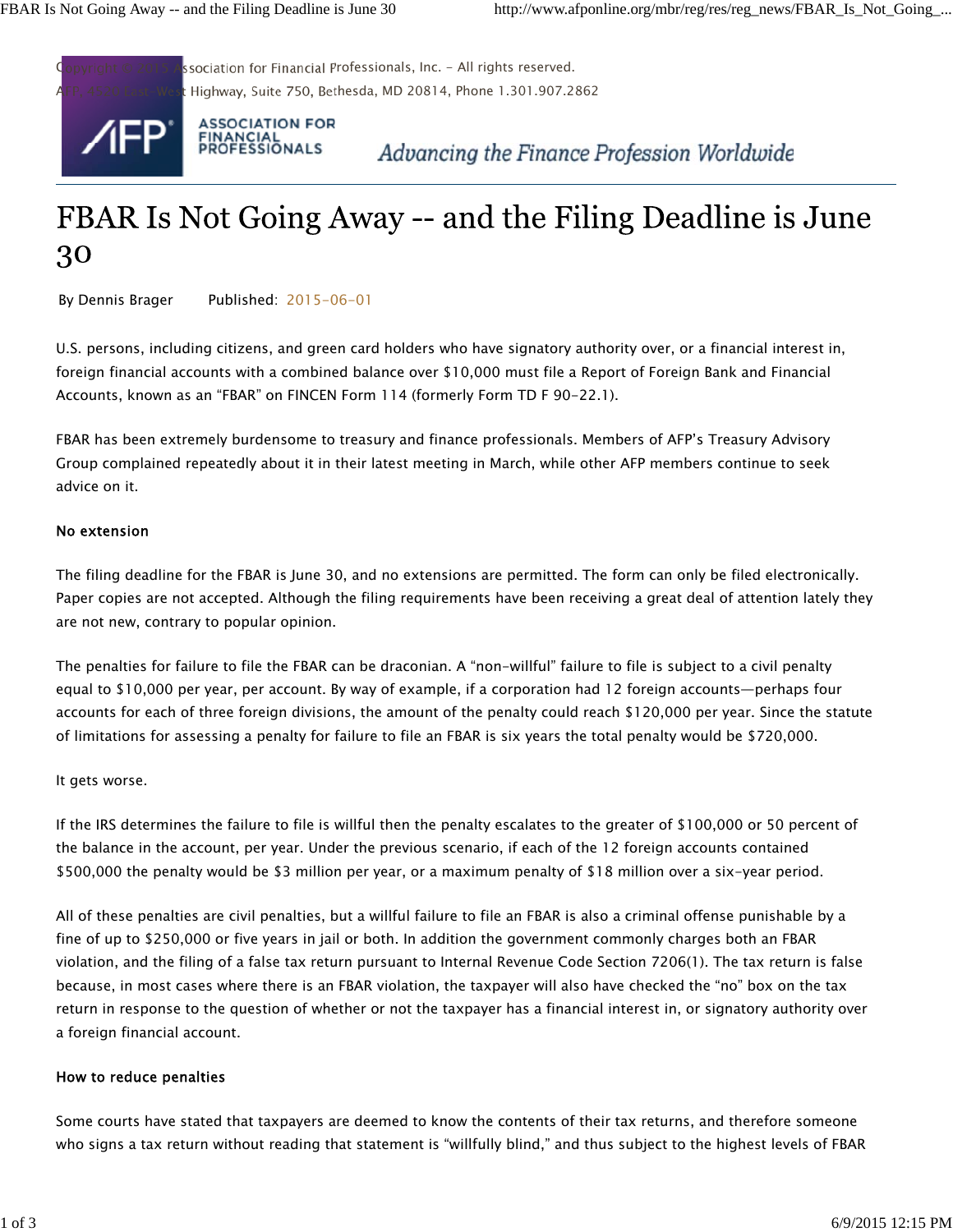Copyright © 2015 Association for Financial Professionals, Inc. - All rights reserved.
AFP, 4520 East-West Highway, Suite 750, Bethesda, MD 20814, Phone 1.301.907.2862

ASSOCIATION FOR FINANCIAL PROFESSIONALS

*Advancing the Finance Profession Worldwide*

# FBAR Is Not Going Away -- and the Filing Deadline is June 30

By Dennis Brager    Published: 2015-06-01

U.S. persons, including citizens, and green card holders who have signatory authority over, or a financial interest in, foreign financial accounts with a combined balance over $10,000 must file a Report of Foreign Bank and Financial Accounts, known as an "FBAR" on FINCEN Form 114 (formerly Form TD F 90-22.1).

FBAR has been extremely burdensome to treasury and finance professionals. Members of AFP's Treasury Advisory Group complained repeatedly about it in their latest meeting in March, while other AFP members continue to seek advice on it.

### No extension

The filing deadline for the FBAR is June 30, and no extensions are permitted. The form can only be filed electronically. Paper copies are not accepted. Although the filing requirements have been receiving a great deal of attention lately they are not new, contrary to popular opinion.

The penalties for failure to file the FBAR can be draconian. A "non-willful" failure to file is subject to a civil penalty equal to $10,000 per year, per account. By way of example, if a corporation had 12 foreign accounts—perhaps four accounts for each of three foreign divisions, the amount of the penalty could reach $120,000 per year. Since the statute of limitations for assessing a penalty for failure to file an FBAR is six years the total penalty would be $720,000.

It gets worse.

If the IRS determines the failure to file is willful then the penalty escalates to the greater of $100,000 or 50 percent of the balance in the account, per year. Under the previous scenario, if each of the 12 foreign accounts contained $500,000 the penalty would be $3 million per year, or a maximum penalty of $18 million over a six-year period.

All of these penalties are civil penalties, but a willful failure to file an FBAR is also a criminal offense punishable by a fine of up to $250,000 or five years in jail or both. In addition the government commonly charges both an FBAR violation, and the filing of a false tax return pursuant to Internal Revenue Code Section 7206(1). The tax return is false because, in most cases where there is an FBAR violation, the taxpayer will also have checked the "no" box on the tax return in response to the question of whether or not the taxpayer has a financial interest in, or signatory authority over a foreign financial account.

### How to reduce penalties

Some courts have stated that taxpayers are deemed to know the contents of their tax returns, and therefore someone who signs a tax return without reading that statement is "willfully blind," and thus subject to the highest levels of FBAR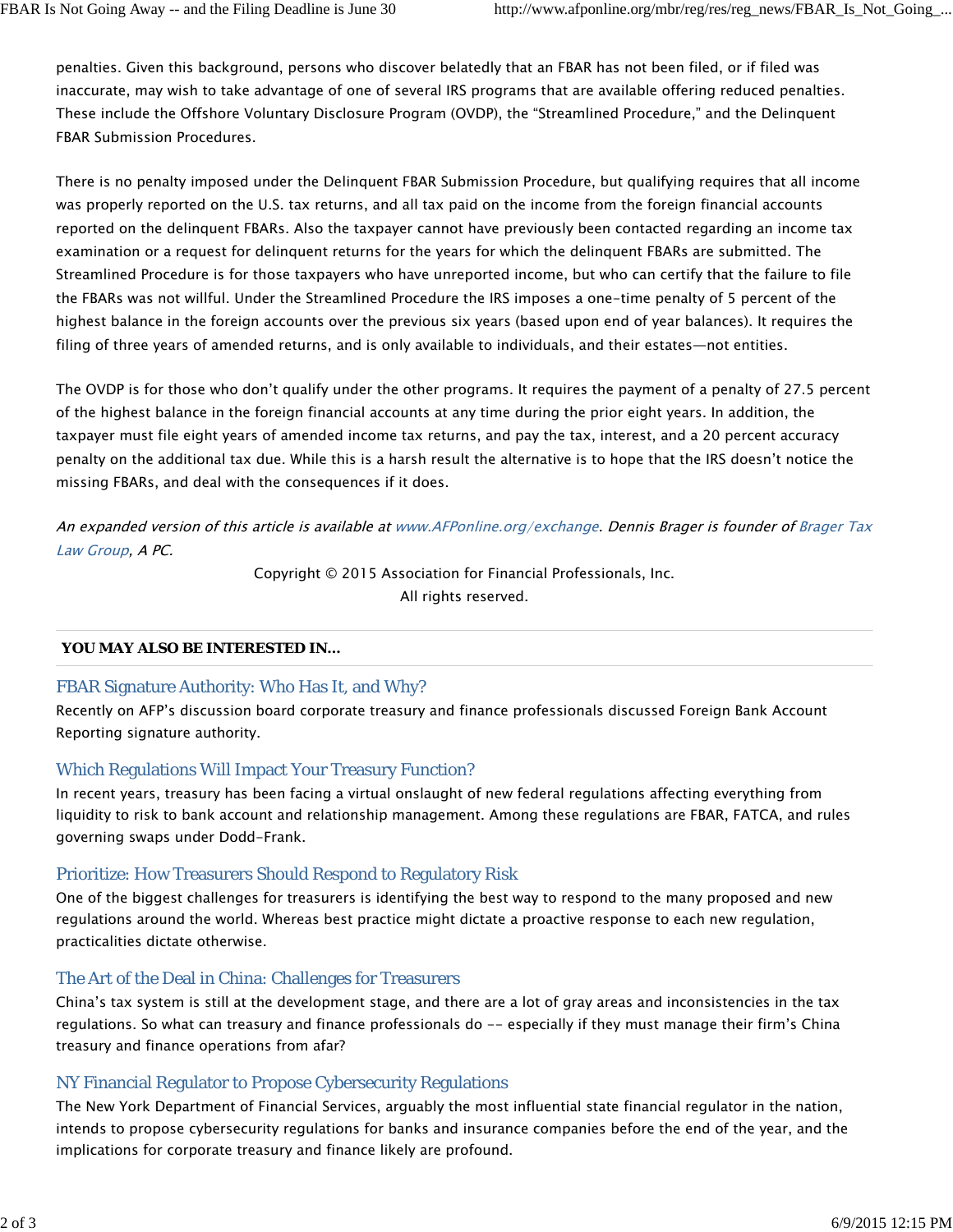penalties. Given this background, persons who discover belatedly that an FBAR has not been filed, or if filed was inaccurate, may wish to take advantage of one of several IRS programs that are available offering reduced penalties. These include the Offshore Voluntary Disclosure Program (OVDP), the "Streamlined Procedure," and the Delinquent FBAR Submission Procedures.

There is no penalty imposed under the Delinquent FBAR Submission Procedure, but qualifying requires that all income was properly reported on the U.S. tax returns, and all tax paid on the income from the foreign financial accounts reported on the delinquent FBARs. Also the taxpayer cannot have previously been contacted regarding an income tax examination or a request for delinquent returns for the years for which the delinquent FBARs are submitted. The Streamlined Procedure is for those taxpayers who have unreported income, but who can certify that the failure to file the FBARs was not willful. Under the Streamlined Procedure the IRS imposes a one-time penalty of 5 percent of the highest balance in the foreign accounts over the previous six years (based upon end of year balances). It requires the filing of three years of amended returns, and is only available to individuals, and their estates—not entities.

The OVDP is for those who don't qualify under the other programs. It requires the payment of a penalty of 27.5 percent of the highest balance in the foreign financial accounts at any time during the prior eight years. In addition, the taxpayer must file eight years of amended income tax returns, and pay the tax, interest, and a 20 percent accuracy penalty on the additional tax due. While this is a harsh result the alternative is to hope that the IRS doesn't notice the missing FBARs, and deal with the consequences if it does.

*An expanded version of this article is available at www.AFPonline.org/exchange. Dennis Brager is founder of Brager Tax Law Group, A PC.*

Copyright © 2015 Association for Financial Professionals, Inc.
All rights reserved.

**YOU MAY ALSO BE INTERESTED IN...**

### FBAR Signature Authority: Who Has It, and Why?

Recently on AFP's discussion board corporate treasury and finance professionals discussed Foreign Bank Account Reporting signature authority.

### Which Regulations Will Impact Your Treasury Function?

In recent years, treasury has been facing a virtual onslaught of new federal regulations affecting everything from liquidity to risk to bank account and relationship management. Among these regulations are FBAR, FATCA, and rules governing swaps under Dodd-Frank.

### Prioritize: How Treasurers Should Respond to Regulatory Risk

One of the biggest challenges for treasurers is identifying the best way to respond to the many proposed and new regulations around the world. Whereas best practice might dictate a proactive response to each new regulation, practicalities dictate otherwise.

### The Art of the Deal in China: Challenges for Treasurers

China's tax system is still at the development stage, and there are a lot of gray areas and inconsistencies in the tax regulations. So what can treasury and finance professionals do -- especially if they must manage their firm's China treasury and finance operations from afar?

### NY Financial Regulator to Propose Cybersecurity Regulations

The New York Department of Financial Services, arguably the most influential state financial regulator in the nation, intends to propose cybersecurity regulations for banks and insurance companies before the end of the year, and the implications for corporate treasury and finance likely are profound.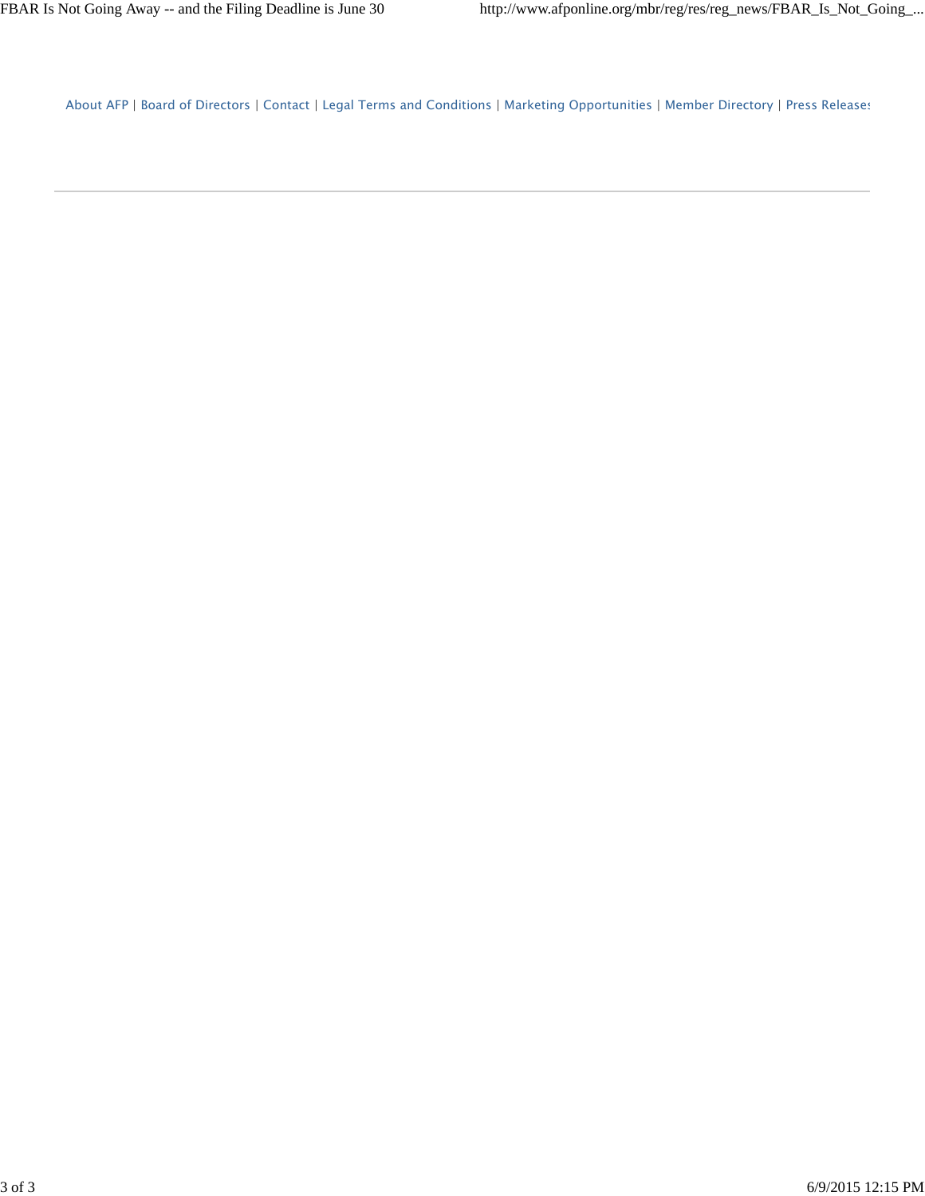About AFP | Board of Directors | Contact | Legal Terms and Conditions | Marketing Opportunities | Member Directory | Press Releases

---